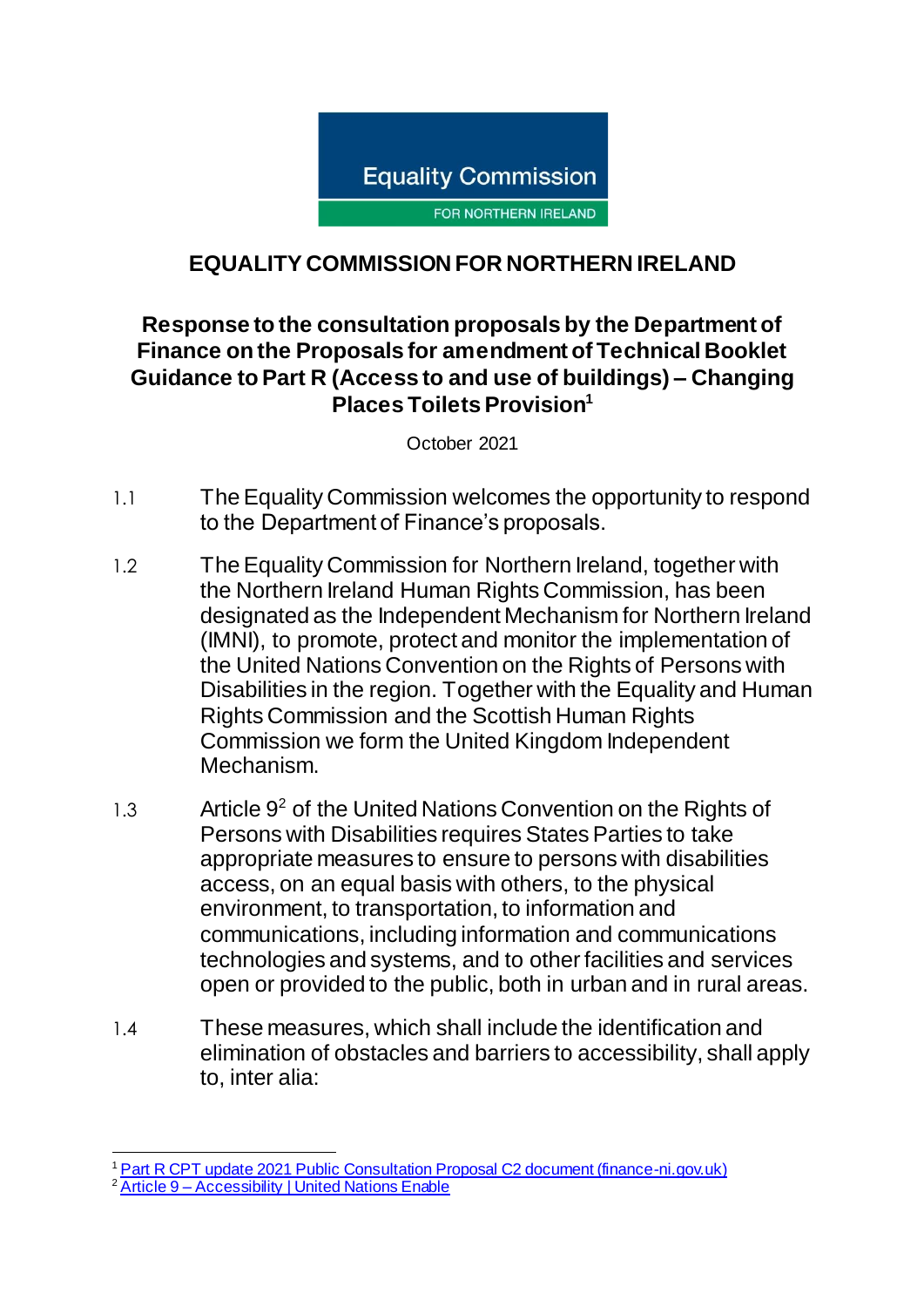Equality Commission

FOR NORTHERN IRELAND

# EQUALITY COMMISSION FOR NORTHERN IRELAND

## Response to the consultation proposals by the Department of Finance on the Proposals for amendment of Technical Booklet Guidance to Part R (Access to and use of buildings) – Changing Places Toilets Provision[1]

October 2021

1.1 The Equality Commission welcomes the opportunity to respond to the Department of Finance's proposals.

1.2 The Equality Commission for Northern Ireland, together with the Northern Ireland Human Rights Commission, has been designated as the Independent Mechanism for Northern Ireland (IMNI), to promote, protect and monitor the implementation of the United Nations Convention on the Rights of Persons with Disabilities in the region. Together with the Equality and Human Rights Commission and the Scottish Human Rights Commission we form the United Kingdom Independent Mechanism.

1.3 Article 9[2] of the United Nations Convention on the Rights of Persons with Disabilities requires States Parties to take appropriate measures to ensure to persons with disabilities access, on an equal basis with others, to the physical environment, to transportation, to information and communications, including information and communications technologies and systems, and to other facilities and services open or provided to the public, both in urban and in rural areas.

1.4 These measures, which shall include the identification and elimination of obstacles and barriers to accessibility, shall apply to, inter alia:

---

[1] Part R CPT update 2021 Public Consultation Proposal C2 document (finance-ni.gov.uk)

[2] Article 9 – Accessibility | United Nations Enable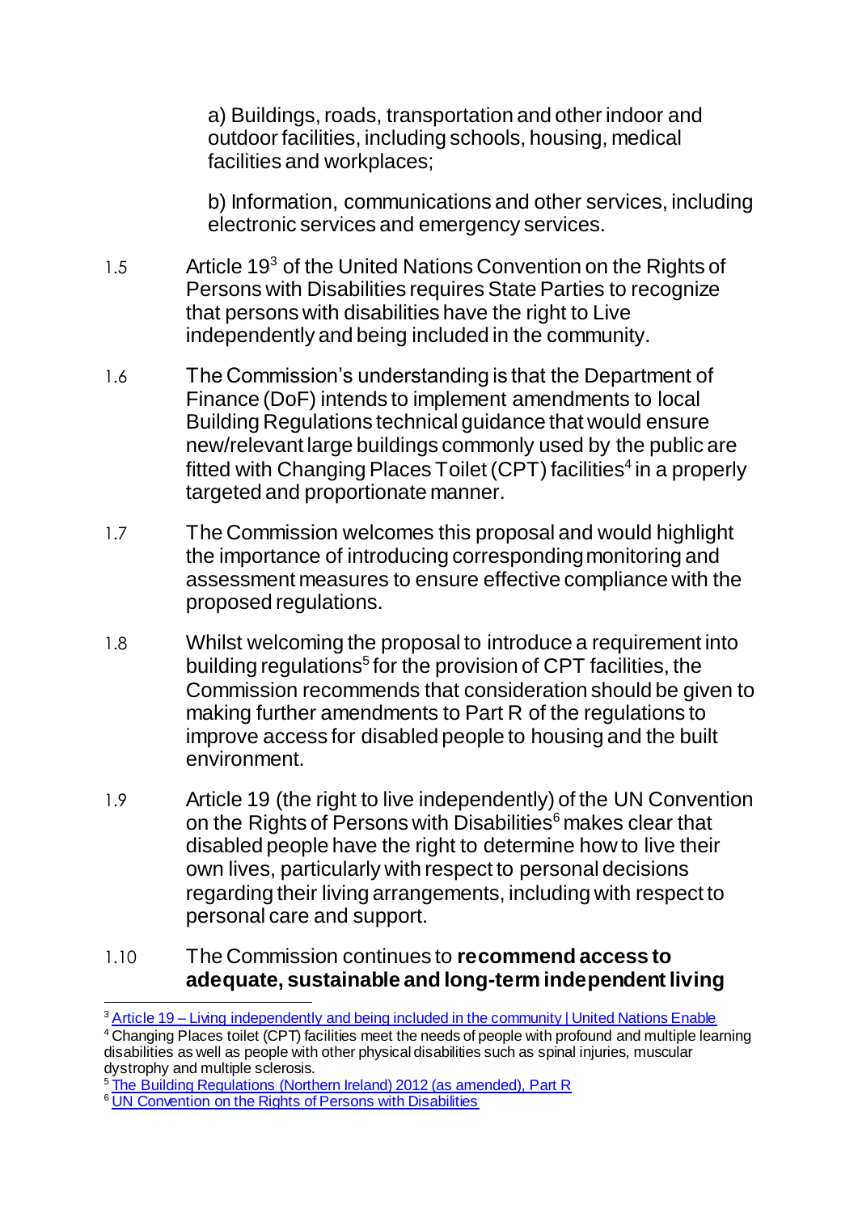a) Buildings, roads, transportation and other indoor and outdoor facilities, including schools, housing, medical facilities and workplaces;

b) Information, communications and other services, including electronic services and emergency services.

1.5 Article 19[3] of the United Nations Convention on the Rights of Persons with Disabilities requires State Parties to recognize that persons with disabilities have the right to Live independently and being included in the community.

1.6 The Commission's understanding is that the Department of Finance (DoF) intends to implement amendments to local Building Regulations technical guidance that would ensure new/relevant large buildings commonly used by the public are fitted with Changing Places Toilet (CPT) facilities[4] in a properly targeted and proportionate manner.

1.7 The Commission welcomes this proposal and would highlight the importance of introducing corresponding monitoring and assessment measures to ensure effective compliance with the proposed regulations.

1.8 Whilst welcoming the proposal to introduce a requirement into building regulations[5] for the provision of CPT facilities, the Commission recommends that consideration should be given to making further amendments to Part R of the regulations to improve access for disabled people to housing and the built environment.

1.9 Article 19 (the right to live independently) of the UN Convention on the Rights of Persons with Disabilities[6] makes clear that disabled people have the right to determine how to live their own lives, particularly with respect to personal decisions regarding their living arrangements, including with respect to personal care and support.

1.10 The Commission continues to **recommend access to adequate, sustainable and long-term independent living**

---

[3] Article 19 – Living independently and being included in the community | United Nations Enable

[4] Changing Places toilet (CPT) facilities meet the needs of people with profound and multiple learning disabilities as well as people with other physical disabilities such as spinal injuries, muscular dystrophy and multiple sclerosis.

[5] The Building Regulations (Northern Ireland) 2012 (as amended), Part R

[6] UN Convention on the Rights of Persons with Disabilities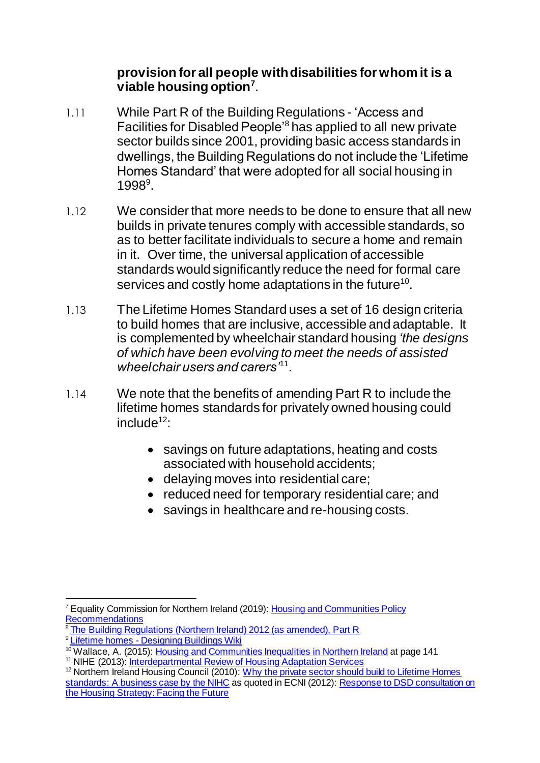**provision for all people with disabilities for whom it is a viable housing option**[7].

1.11 While Part R of the Building Regulations - 'Access and Facilities for Disabled People'[8] has applied to all new private sector builds since 2001, providing basic access standards in dwellings, the Building Regulations do not include the 'Lifetime Homes Standard' that were adopted for all social housing in 1998[9].

1.12 We consider that more needs to be done to ensure that all new builds in private tenures comply with accessible standards, so as to better facilitate individuals to secure a home and remain in it. Over time, the universal application of accessible standards would significantly reduce the need for formal care services and costly home adaptations in the future[10].

1.13 The Lifetime Homes Standard uses a set of 16 design criteria to build homes that are inclusive, accessible and adaptable. It is complemented by wheelchair standard housing *'the designs of which have been evolving to meet the needs of assisted wheelchair users and carers'*[11].

1.14 We note that the benefits of amending Part R to include the lifetime homes standards for privately owned housing could include[12]:

- savings on future adaptations, heating and costs associated with household accidents;
- delaying moves into residential care;
- reduced need for temporary residential care; and
- savings in healthcare and re-housing costs.

---

[7] Equality Commission for Northern Ireland (2019): Housing and Communities Policy Recommendations

[8] The Building Regulations (Northern Ireland) 2012 (as amended), Part R

[9] Lifetime homes - Designing Buildings Wiki

[10] Wallace, A. (2015): Housing and Communities Inequalities in Northern Ireland at page 141

[11] NIHE (2013): Interdepartmental Review of Housing Adaptation Services

[12] Northern Ireland Housing Council (2010): Why the private sector should build to Lifetime Homes standards: A business case by the NIHC as quoted in ECNI (2012): Response to DSD consultation on the Housing Strategy: Facing the Future